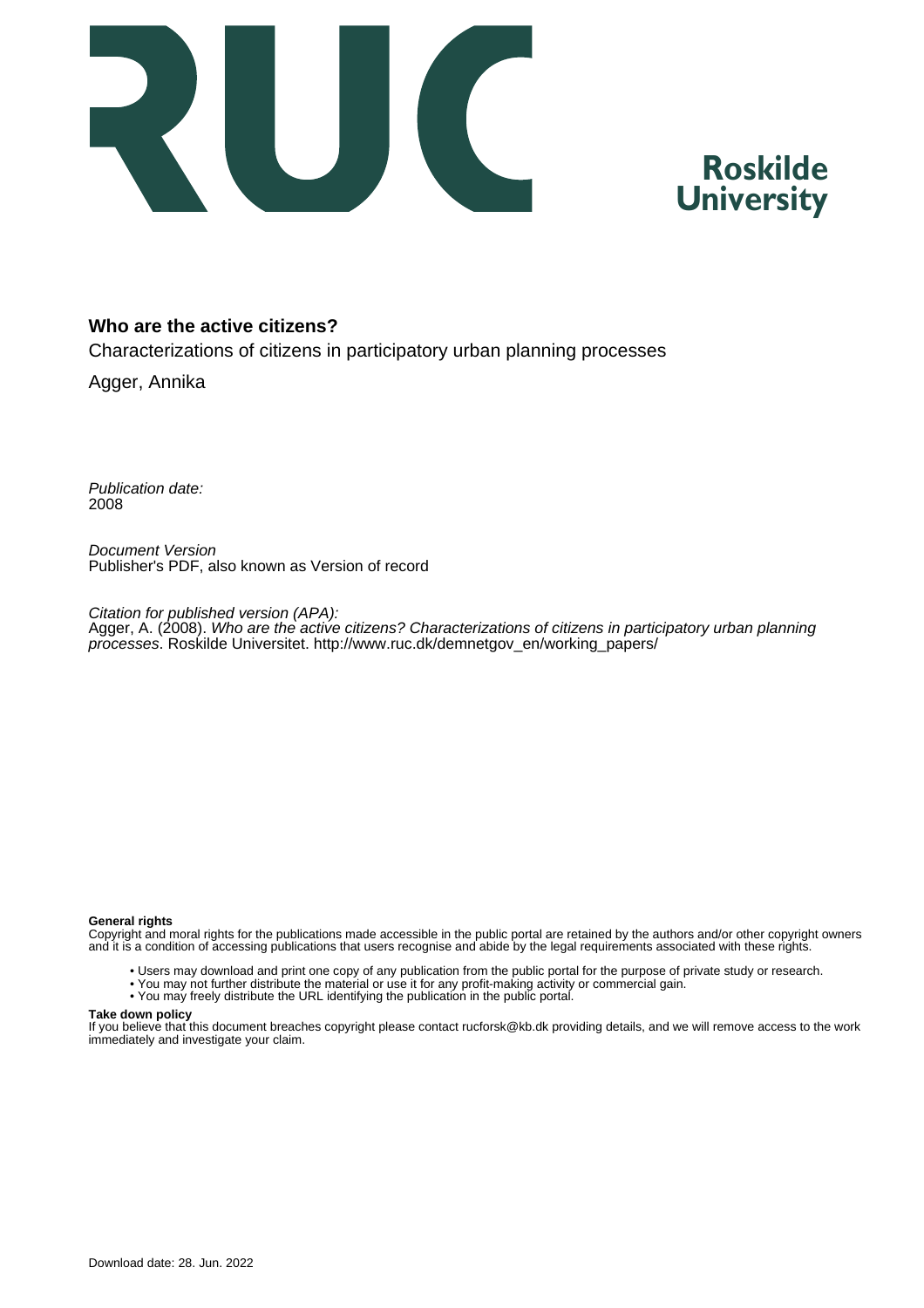**Roskilde University**

**Who are the active citizens?**

Characterizations of citizens in participatory urban planning processes

Agger, Annika

*Publication date:*
2008

*Document Version*
Publisher's PDF, also known as Version of record

*Citation for published version (APA):*
Agger, A. (2008). *Who are the active citizens? Characterizations of citizens in participatory urban planning processes*. Roskilde Universitet. http://www.ruc.dk/demnetgov_en/working_papers/

**General rights**
Copyright and moral rights for the publications made accessible in the public portal are retained by the authors and/or other copyright owners and it is a condition of accessing publications that users recognise and abide by the legal requirements associated with these rights.

- Users may download and print one copy of any publication from the public portal for the purpose of private study or research.
- You may not further distribute the material or use it for any profit-making activity or commercial gain.
- You may freely distribute the URL identifying the publication in the public portal.

**Take down policy**
If you believe that this document breaches copyright please contact rucforsk@kb.dk providing details, and we will remove access to the work immediately and investigate your claim.

Download date: 28. Jun. 2022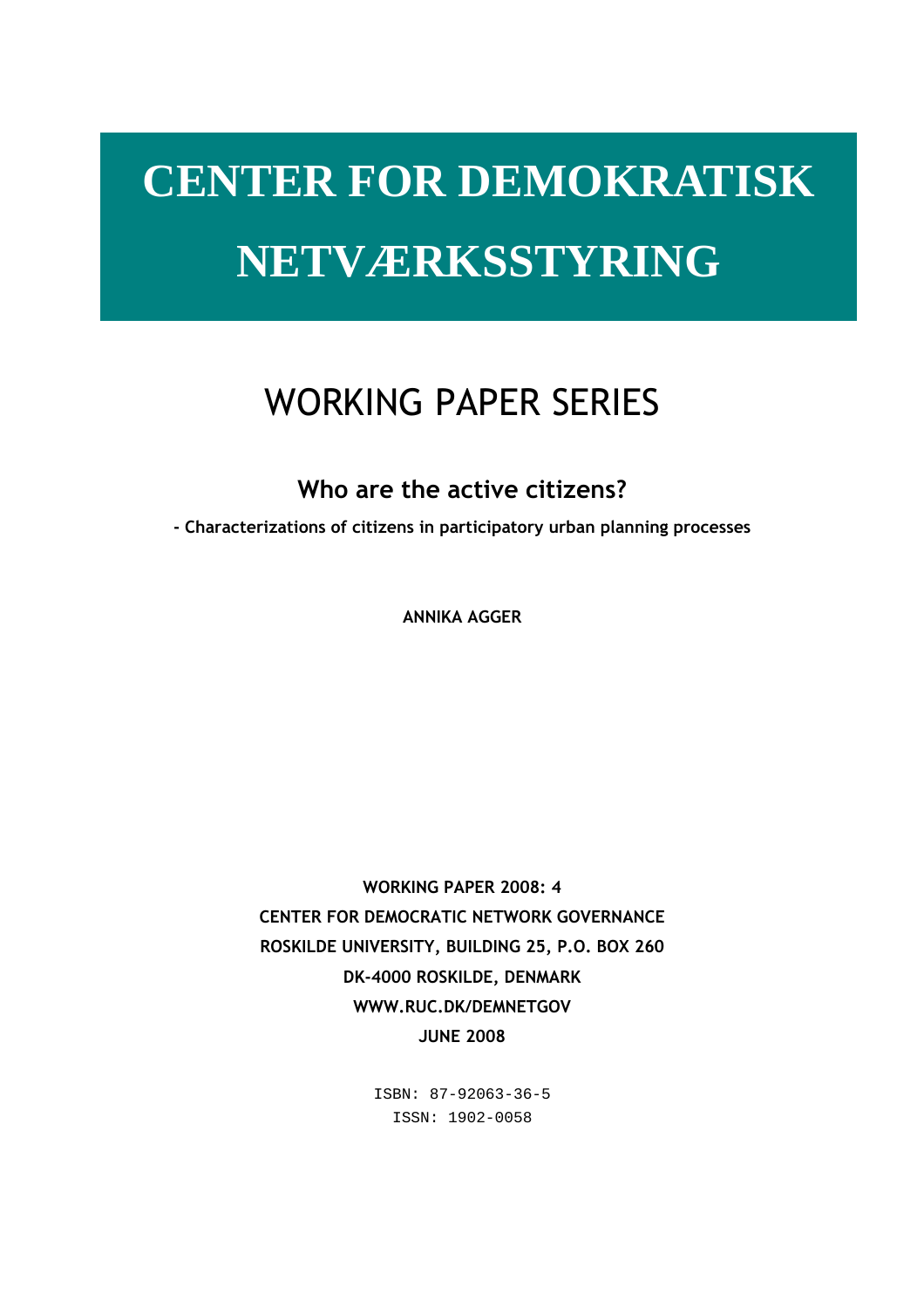# CENTER FOR DEMOKRATISK NETVÆRKSSTYRING

## WORKING PAPER SERIES

### Who are the active citizens?

**- Characterizations of citizens in participatory urban planning processes**

**ANNIKA AGGER**

**WORKING PAPER 2008: 4**
**CENTER FOR DEMOCRATIC NETWORK GOVERNANCE**
**ROSKILDE UNIVERSITY, BUILDING 25, P.O. BOX 260**
**DK-4000 ROSKILDE, DENMARK**
**WWW.RUC.DK/DEMNETGOV**
**JUNE 2008**

ISBN: 87-92063-36-5
ISSN: 1902-0058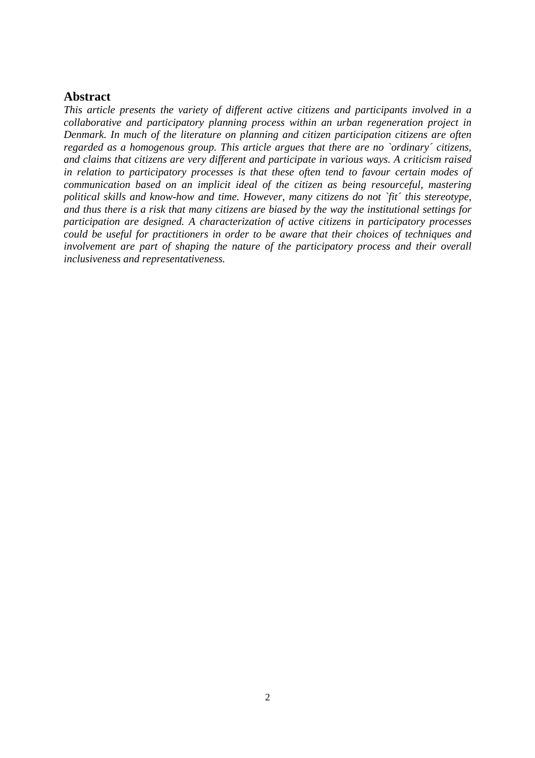## Abstract

*This article presents the variety of different active citizens and participants involved in a collaborative and participatory planning process within an urban regeneration project in Denmark. In much of the literature on planning and citizen participation citizens are often regarded as a homogenous group. This article argues that there are no `ordinary´ citizens, and claims that citizens are very different and participate in various ways. A criticism raised in relation to participatory processes is that these often tend to favour certain modes of communication based on an implicit ideal of the citizen as being resourceful, mastering political skills and know-how and time. However, many citizens do not `fit´ this stereotype, and thus there is a risk that many citizens are biased by the way the institutional settings for participation are designed. A characterization of active citizens in participatory processes could be useful for practitioners in order to be aware that their choices of techniques and involvement are part of shaping the nature of the participatory process and their overall inclusiveness and representativeness.*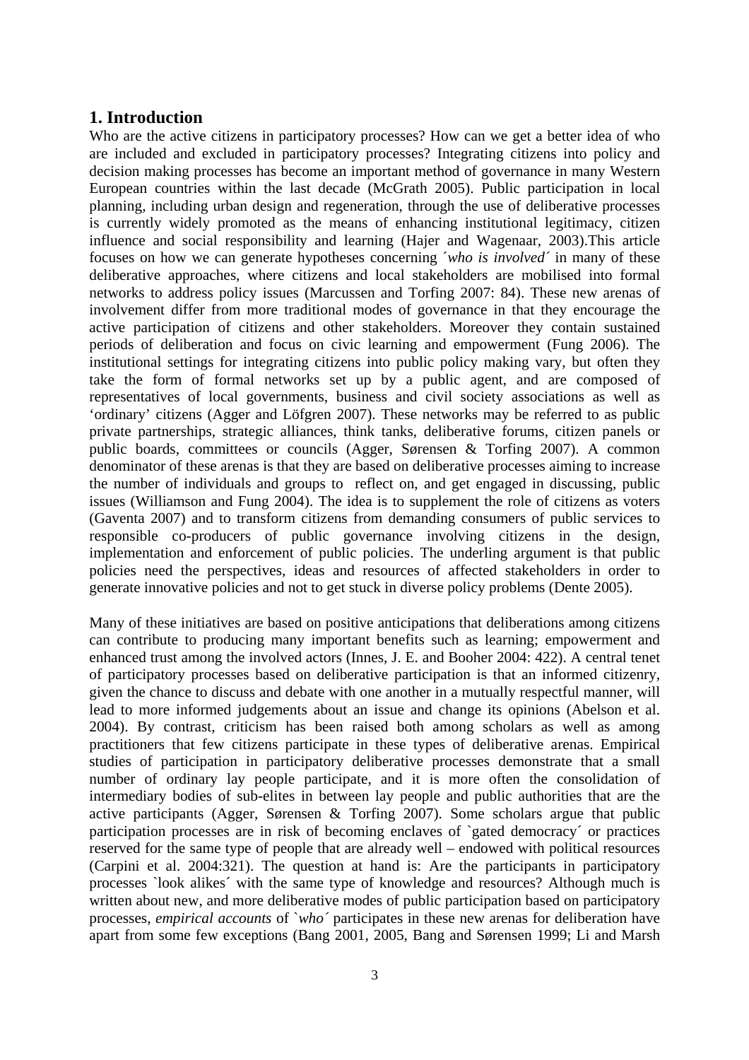## 1. Introduction

Who are the active citizens in participatory processes? How can we get a better idea of who are included and excluded in participatory processes? Integrating citizens into policy and decision making processes has become an important method of governance in many Western European countries within the last decade (McGrath 2005). Public participation in local planning, including urban design and regeneration, through the use of deliberative processes is currently widely promoted as the means of enhancing institutional legitimacy, citizen influence and social responsibility and learning (Hajer and Wagenaar, 2003).This article focuses on how we can generate hypotheses concerning *´who is involved´* in many of these deliberative approaches, where citizens and local stakeholders are mobilised into formal networks to address policy issues (Marcussen and Torfing 2007: 84). These new arenas of involvement differ from more traditional modes of governance in that they encourage the active participation of citizens and other stakeholders. Moreover they contain sustained periods of deliberation and focus on civic learning and empowerment (Fung 2006). The institutional settings for integrating citizens into public policy making vary, but often they take the form of formal networks set up by a public agent, and are composed of representatives of local governments, business and civil society associations as well as 'ordinary' citizens (Agger and Löfgren 2007). These networks may be referred to as public private partnerships, strategic alliances, think tanks, deliberative forums, citizen panels or public boards, committees or councils (Agger, Sørensen & Torfing 2007). A common denominator of these arenas is that they are based on deliberative processes aiming to increase the number of individuals and groups to reflect on, and get engaged in discussing, public issues (Williamson and Fung 2004). The idea is to supplement the role of citizens as voters (Gaventa 2007) and to transform citizens from demanding consumers of public services to responsible co-producers of public governance involving citizens in the design, implementation and enforcement of public policies. The underling argument is that public policies need the perspectives, ideas and resources of affected stakeholders in order to generate innovative policies and not to get stuck in diverse policy problems (Dente 2005).

Many of these initiatives are based on positive anticipations that deliberations among citizens can contribute to producing many important benefits such as learning; empowerment and enhanced trust among the involved actors (Innes, J. E. and Booher 2004: 422). A central tenet of participatory processes based on deliberative participation is that an informed citizenry, given the chance to discuss and debate with one another in a mutually respectful manner, will lead to more informed judgements about an issue and change its opinions (Abelson et al. 2004). By contrast, criticism has been raised both among scholars as well as among practitioners that few citizens participate in these types of deliberative arenas. Empirical studies of participation in participatory deliberative processes demonstrate that a small number of ordinary lay people participate, and it is more often the consolidation of intermediary bodies of sub-elites in between lay people and public authorities that are the active participants (Agger, Sørensen & Torfing 2007). Some scholars argue that public participation processes are in risk of becoming enclaves of `gated democracy´ or practices reserved for the same type of people that are already well – endowed with political resources (Carpini et al. 2004:321). The question at hand is: Are the participants in participatory processes `look alikes´ with the same type of knowledge and resources? Although much is written about new, and more deliberative modes of public participation based on participatory processes, *empirical accounts* of *`who´* participates in these new arenas for deliberation have apart from some few exceptions (Bang 2001, 2005, Bang and Sørensen 1999; Li and Marsh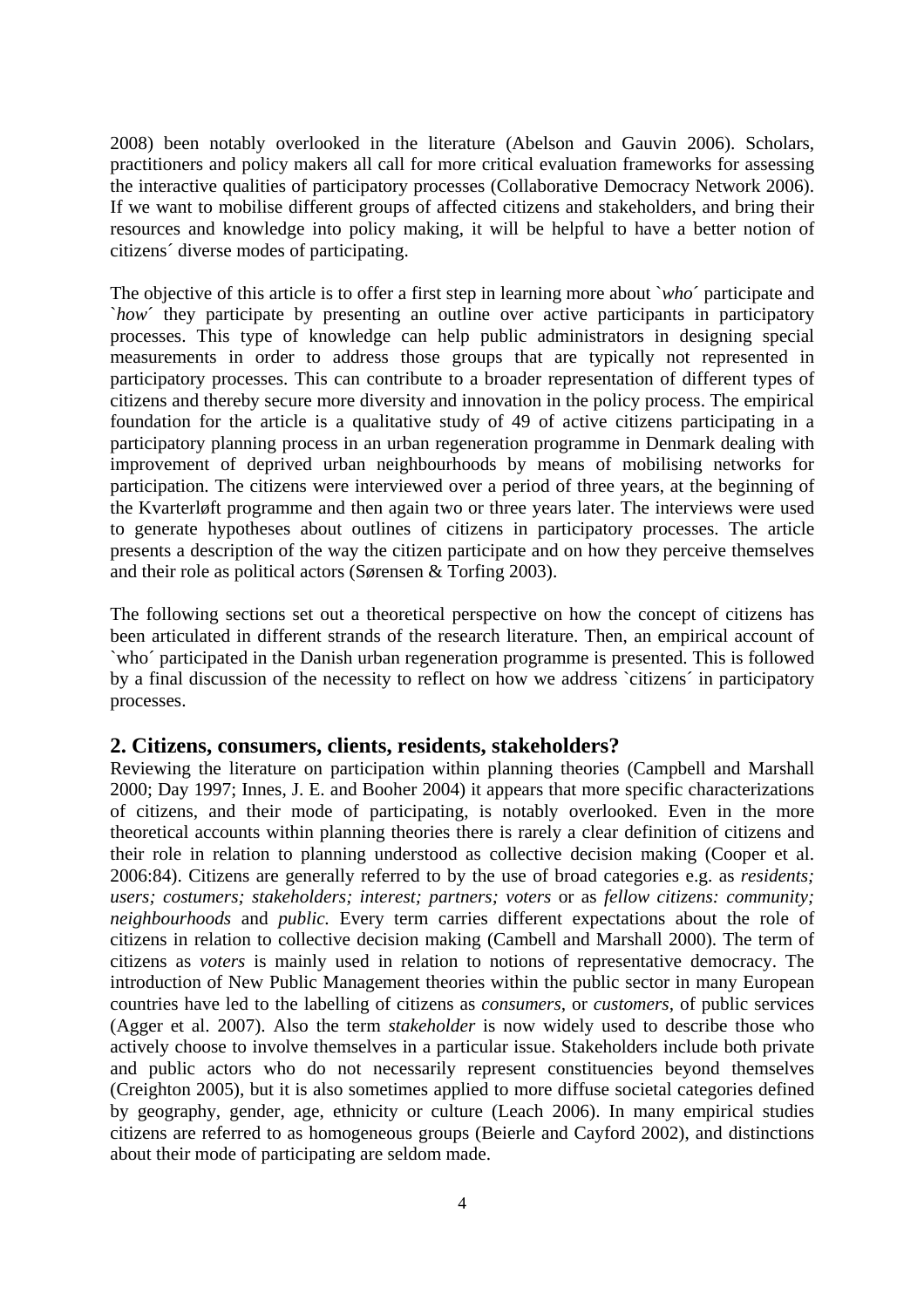2008) been notably overlooked in the literature (Abelson and Gauvin 2006). Scholars, practitioners and policy makers all call for more critical evaluation frameworks for assessing the interactive qualities of participatory processes (Collaborative Democracy Network 2006). If we want to mobilise different groups of affected citizens and stakeholders, and bring their resources and knowledge into policy making, it will be helpful to have a better notion of citizens´ diverse modes of participating.

The objective of this article is to offer a first step in learning more about `*who*´ participate and `*how*´ they participate by presenting an outline over active participants in participatory processes. This type of knowledge can help public administrators in designing special measurements in order to address those groups that are typically not represented in participatory processes. This can contribute to a broader representation of different types of citizens and thereby secure more diversity and innovation in the policy process. The empirical foundation for the article is a qualitative study of 49 of active citizens participating in a participatory planning process in an urban regeneration programme in Denmark dealing with improvement of deprived urban neighbourhoods by means of mobilising networks for participation. The citizens were interviewed over a period of three years, at the beginning of the Kvarterløft programme and then again two or three years later. The interviews were used to generate hypotheses about outlines of citizens in participatory processes. The article presents a description of the way the citizen participate and on how they perceive themselves and their role as political actors (Sørensen & Torfing 2003).

The following sections set out a theoretical perspective on how the concept of citizens has been articulated in different strands of the research literature. Then, an empirical account of `who´ participated in the Danish urban regeneration programme is presented. This is followed by a final discussion of the necessity to reflect on how we address `citizens´ in participatory processes.

## 2. Citizens, consumers, clients, residents, stakeholders?

Reviewing the literature on participation within planning theories (Campbell and Marshall 2000; Day 1997; Innes, J. E. and Booher 2004) it appears that more specific characterizations of citizens, and their mode of participating, is notably overlooked. Even in the more theoretical accounts within planning theories there is rarely a clear definition of citizens and their role in relation to planning understood as collective decision making (Cooper et al. 2006:84). Citizens are generally referred to by the use of broad categories e.g. as *residents; users; costumers; stakeholders; interest; partners; voters* or as *fellow citizens: community; neighbourhoods* and *public*. Every term carries different expectations about the role of citizens in relation to collective decision making (Cambell and Marshall 2000). The term of citizens as *voters* is mainly used in relation to notions of representative democracy. The introduction of New Public Management theories within the public sector in many European countries have led to the labelling of citizens as *consumers*, or *customers*, of public services (Agger et al. 2007). Also the term *stakeholder* is now widely used to describe those who actively choose to involve themselves in a particular issue. Stakeholders include both private and public actors who do not necessarily represent constituencies beyond themselves (Creighton 2005), but it is also sometimes applied to more diffuse societal categories defined by geography, gender, age, ethnicity or culture (Leach 2006). In many empirical studies citizens are referred to as homogeneous groups (Beierle and Cayford 2002), and distinctions about their mode of participating are seldom made.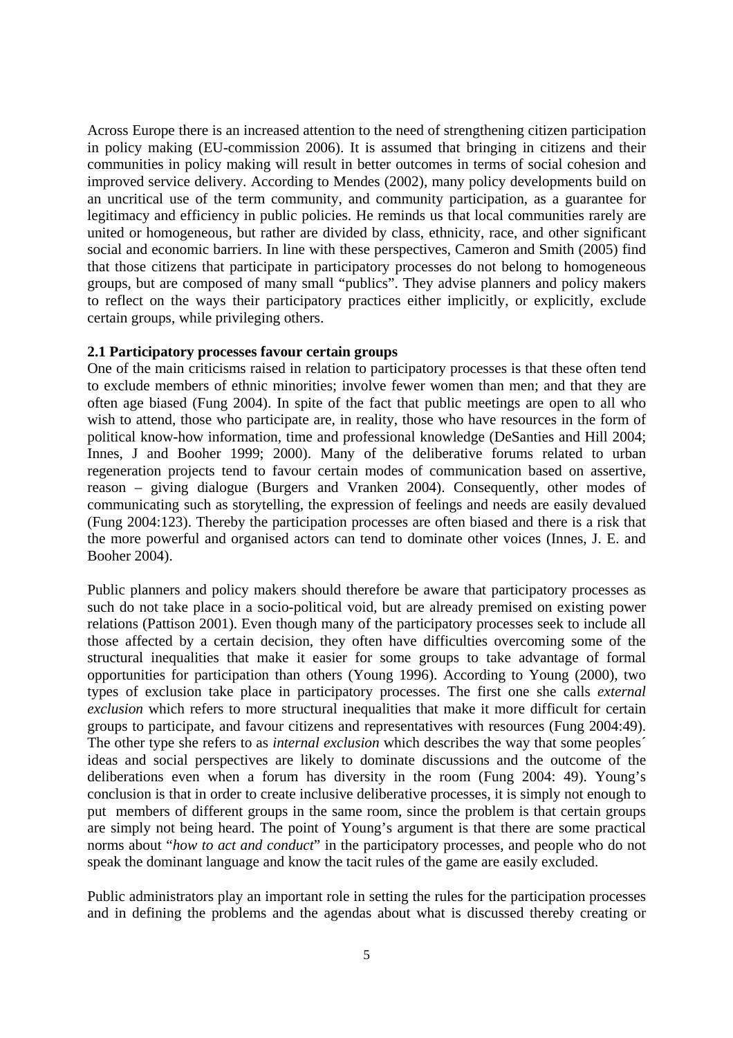Across Europe there is an increased attention to the need of strengthening citizen participation in policy making (EU-commission 2006). It is assumed that bringing in citizens and their communities in policy making will result in better outcomes in terms of social cohesion and improved service delivery. According to Mendes (2002), many policy developments build on an uncritical use of the term community, and community participation, as a guarantee for legitimacy and efficiency in public policies. He reminds us that local communities rarely are united or homogeneous, but rather are divided by class, ethnicity, race, and other significant social and economic barriers. In line with these perspectives, Cameron and Smith (2005) find that those citizens that participate in participatory processes do not belong to homogeneous groups, but are composed of many small "publics". They advise planners and policy makers to reflect on the ways their participatory practices either implicitly, or explicitly, exclude certain groups, while privileging others.

### 2.1 Participatory processes favour certain groups

One of the main criticisms raised in relation to participatory processes is that these often tend to exclude members of ethnic minorities; involve fewer women than men; and that they are often age biased (Fung 2004). In spite of the fact that public meetings are open to all who wish to attend, those who participate are, in reality, those who have resources in the form of political know-how information, time and professional knowledge (DeSanties and Hill 2004; Innes, J and Booher 1999; 2000). Many of the deliberative forums related to urban regeneration projects tend to favour certain modes of communication based on assertive, reason – giving dialogue (Burgers and Vranken 2004). Consequently, other modes of communicating such as storytelling, the expression of feelings and needs are easily devalued (Fung 2004:123). Thereby the participation processes are often biased and there is a risk that the more powerful and organised actors can tend to dominate other voices (Innes, J. E. and Booher 2004).

Public planners and policy makers should therefore be aware that participatory processes as such do not take place in a socio-political void, but are already premised on existing power relations (Pattison 2001). Even though many of the participatory processes seek to include all those affected by a certain decision, they often have difficulties overcoming some of the structural inequalities that make it easier for some groups to take advantage of formal opportunities for participation than others (Young 1996). According to Young (2000), two types of exclusion take place in participatory processes. The first one she calls *external exclusion* which refers to more structural inequalities that make it more difficult for certain groups to participate, and favour citizens and representatives with resources (Fung 2004:49). The other type she refers to as *internal exclusion* which describes the way that some peoples´ ideas and social perspectives are likely to dominate discussions and the outcome of the deliberations even when a forum has diversity in the room (Fung 2004: 49). Young's conclusion is that in order to create inclusive deliberative processes, it is simply not enough to put members of different groups in the same room, since the problem is that certain groups are simply not being heard. The point of Young's argument is that there are some practical norms about "*how to act and conduct*" in the participatory processes, and people who do not speak the dominant language and know the tacit rules of the game are easily excluded.

Public administrators play an important role in setting the rules for the participation processes and in defining the problems and the agendas about what is discussed thereby creating or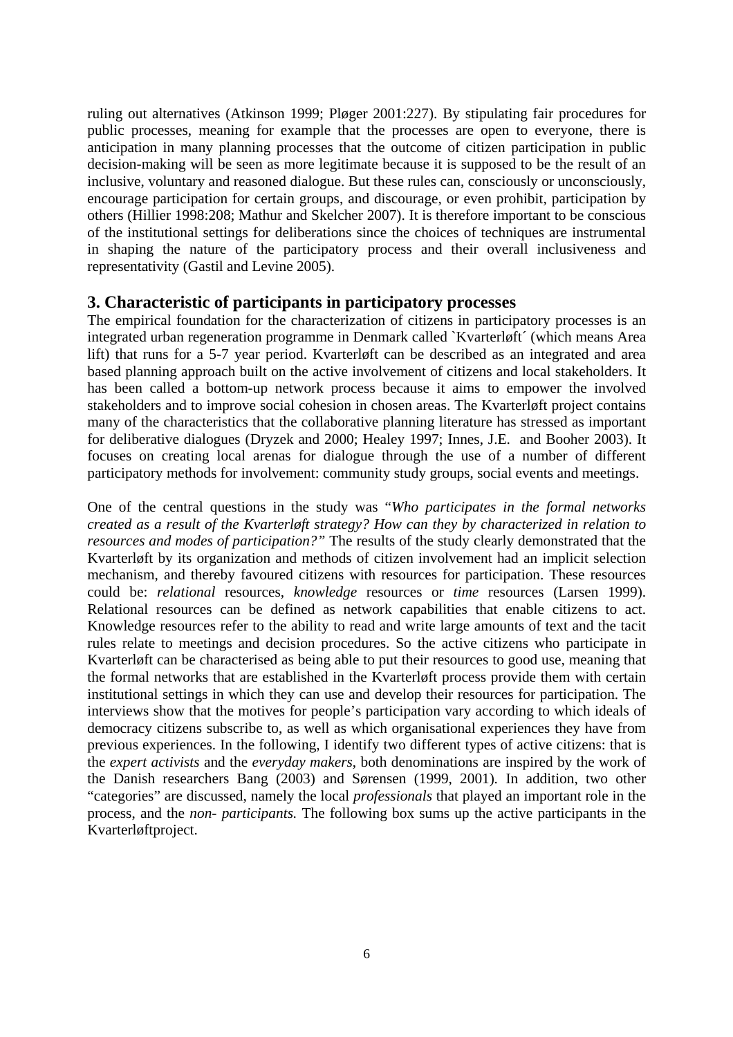ruling out alternatives (Atkinson 1999; Pløger 2001:227). By stipulating fair procedures for public processes, meaning for example that the processes are open to everyone, there is anticipation in many planning processes that the outcome of citizen participation in public decision-making will be seen as more legitimate because it is supposed to be the result of an inclusive, voluntary and reasoned dialogue. But these rules can, consciously or unconsciously, encourage participation for certain groups, and discourage, or even prohibit, participation by others (Hillier 1998:208; Mathur and Skelcher 2007). It is therefore important to be conscious of the institutional settings for deliberations since the choices of techniques are instrumental in shaping the nature of the participatory process and their overall inclusiveness and representativity (Gastil and Levine 2005).

## 3. Characteristic of participants in participatory processes

The empirical foundation for the characterization of citizens in participatory processes is an integrated urban regeneration programme in Denmark called `Kvarterløft´ (which means Area lift) that runs for a 5-7 year period. Kvarterløft can be described as an integrated and area based planning approach built on the active involvement of citizens and local stakeholders. It has been called a bottom-up network process because it aims to empower the involved stakeholders and to improve social cohesion in chosen areas. The Kvarterløft project contains many of the characteristics that the collaborative planning literature has stressed as important for deliberative dialogues (Dryzek and 2000; Healey 1997; Innes, J.E. and Booher 2003). It focuses on creating local arenas for dialogue through the use of a number of different participatory methods for involvement: community study groups, social events and meetings.

One of the central questions in the study was "*Who participates in the formal networks created as a result of the Kvarterløft strategy? How can they by characterized in relation to resources and modes of participation?"* The results of the study clearly demonstrated that the Kvarterløft by its organization and methods of citizen involvement had an implicit selection mechanism, and thereby favoured citizens with resources for participation. These resources could be: *relational* resources, *knowledge* resources or *time* resources (Larsen 1999). Relational resources can be defined as network capabilities that enable citizens to act. Knowledge resources refer to the ability to read and write large amounts of text and the tacit rules relate to meetings and decision procedures. So the active citizens who participate in Kvarterløft can be characterised as being able to put their resources to good use, meaning that the formal networks that are established in the Kvarterløft process provide them with certain institutional settings in which they can use and develop their resources for participation. The interviews show that the motives for people's participation vary according to which ideals of democracy citizens subscribe to, as well as which organisational experiences they have from previous experiences. In the following, I identify two different types of active citizens: that is the *expert activists* and the *everyday makers*, both denominations are inspired by the work of the Danish researchers Bang (2003) and Sørensen (1999, 2001). In addition, two other "categories" are discussed, namely the local *professionals* that played an important role in the process, and the *non- participants.* The following box sums up the active participants in the Kvarterløftproject.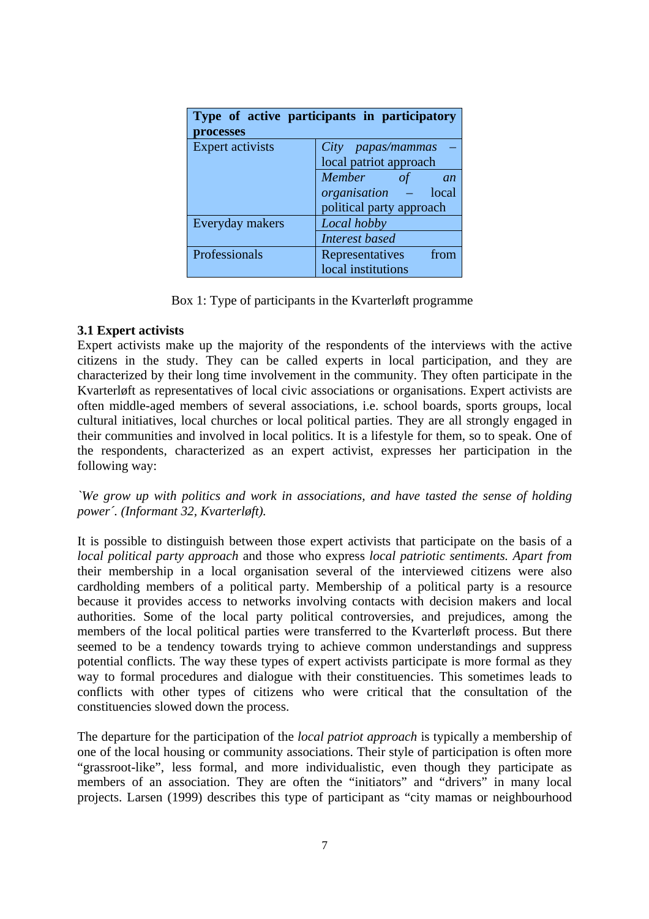| **Type of active participants in participatory processes** | |
|---|---|
| Expert activists | *City papas/mammas* – local patriot approach |
| | *Member of an organisation* – local political party approach |
| Everyday makers | *Local hobby* |
| | *Interest based* |
| Professionals | Representatives from local institutions |

Box 1: Type of participants in the Kvarterløft programme

### 3.1 Expert activists

Expert activists make up the majority of the respondents of the interviews with the active citizens in the study. They can be called experts in local participation, and they are characterized by their long time involvement in the community. They often participate in the Kvarterløft as representatives of local civic associations or organisations. Expert activists are often middle-aged members of several associations, i.e. school boards, sports groups, local cultural initiatives, local churches or local political parties. They are all strongly engaged in their communities and involved in local politics. It is a lifestyle for them, so to speak. One of the respondents, characterized as an expert activist, expresses her participation in the following way:

*`We grow up with politics and work in associations, and have tasted the sense of holding power´. (Informant 32, Kvarterløft).*

It is possible to distinguish between those expert activists that participate on the basis of a *local political party approach* and those who express *local patriotic sentiments. Apart from* their membership in a local organisation several of the interviewed citizens were also cardholding members of a political party. Membership of a political party is a resource because it provides access to networks involving contacts with decision makers and local authorities. Some of the local party political controversies, and prejudices, among the members of the local political parties were transferred to the Kvarterløft process. But there seemed to be a tendency towards trying to achieve common understandings and suppress potential conflicts. The way these types of expert activists participate is more formal as they way to formal procedures and dialogue with their constituencies. This sometimes leads to conflicts with other types of citizens who were critical that the consultation of the constituencies slowed down the process.

The departure for the participation of the *local patriot approach* is typically a membership of one of the local housing or community associations. Their style of participation is often more "grassroot-like", less formal, and more individualistic, even though they participate as members of an association. They are often the "initiators" and "drivers" in many local projects. Larsen (1999) describes this type of participant as "city mamas or neighbourhood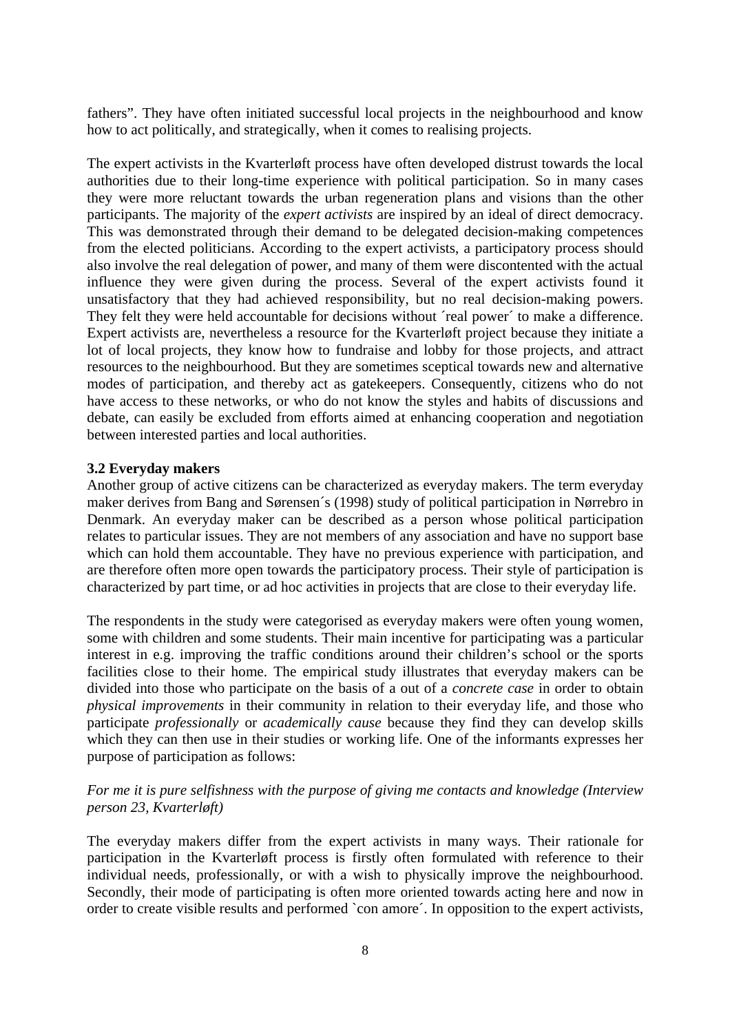fathers". They have often initiated successful local projects in the neighbourhood and know how to act politically, and strategically, when it comes to realising projects.

The expert activists in the Kvarterløft process have often developed distrust towards the local authorities due to their long-time experience with political participation. So in many cases they were more reluctant towards the urban regeneration plans and visions than the other participants. The majority of the *expert activists* are inspired by an ideal of direct democracy. This was demonstrated through their demand to be delegated decision-making competences from the elected politicians. According to the expert activists, a participatory process should also involve the real delegation of power, and many of them were discontented with the actual influence they were given during the process. Several of the expert activists found it unsatisfactory that they had achieved responsibility, but no real decision-making powers. They felt they were held accountable for decisions without ´real power´ to make a difference. Expert activists are, nevertheless a resource for the Kvarterløft project because they initiate a lot of local projects, they know how to fundraise and lobby for those projects, and attract resources to the neighbourhood. But they are sometimes sceptical towards new and alternative modes of participation, and thereby act as gatekeepers. Consequently, citizens who do not have access to these networks, or who do not know the styles and habits of discussions and debate, can easily be excluded from efforts aimed at enhancing cooperation and negotiation between interested parties and local authorities.

### 3.2 Everyday makers

Another group of active citizens can be characterized as everyday makers. The term everyday maker derives from Bang and Sørensen´s (1998) study of political participation in Nørrebro in Denmark. An everyday maker can be described as a person whose political participation relates to particular issues. They are not members of any association and have no support base which can hold them accountable. They have no previous experience with participation, and are therefore often more open towards the participatory process. Their style of participation is characterized by part time, or ad hoc activities in projects that are close to their everyday life.

The respondents in the study were categorised as everyday makers were often young women, some with children and some students. Their main incentive for participating was a particular interest in e.g. improving the traffic conditions around their children's school or the sports facilities close to their home. The empirical study illustrates that everyday makers can be divided into those who participate on the basis of a out of a *concrete case* in order to obtain *physical improvements* in their community in relation to their everyday life, and those who participate *professionally* or *academically cause* because they find they can develop skills which they can then use in their studies or working life. One of the informants expresses her purpose of participation as follows:

*For me it is pure selfishness with the purpose of giving me contacts and knowledge (Interview person 23, Kvarterløft)*

The everyday makers differ from the expert activists in many ways. Their rationale for participation in the Kvarterløft process is firstly often formulated with reference to their individual needs, professionally, or with a wish to physically improve the neighbourhood. Secondly, their mode of participating is often more oriented towards acting here and now in order to create visible results and performed `con amore´. In opposition to the expert activists,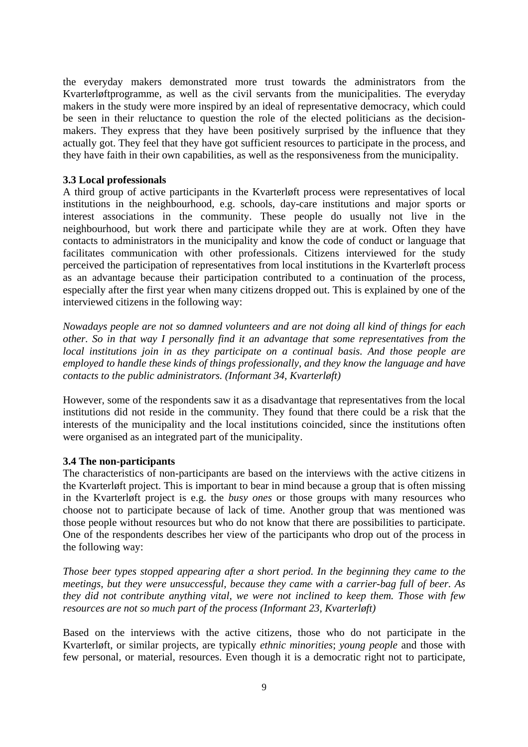the everyday makers demonstrated more trust towards the administrators from the Kvarterløftprogramme, as well as the civil servants from the municipalities. The everyday makers in the study were more inspired by an ideal of representative democracy, which could be seen in their reluctance to question the role of the elected politicians as the decision-makers. They express that they have been positively surprised by the influence that they actually got. They feel that they have got sufficient resources to participate in the process, and they have faith in their own capabilities, as well as the responsiveness from the municipality.

### 3.3 Local professionals

A third group of active participants in the Kvarterløft process were representatives of local institutions in the neighbourhood, e.g. schools, day-care institutions and major sports or interest associations in the community. These people do usually not live in the neighbourhood, but work there and participate while they are at work. Often they have contacts to administrators in the municipality and know the code of conduct or language that facilitates communication with other professionals. Citizens interviewed for the study perceived the participation of representatives from local institutions in the Kvarterløft process as an advantage because their participation contributed to a continuation of the process, especially after the first year when many citizens dropped out. This is explained by one of the interviewed citizens in the following way:

*Nowadays people are not so damned volunteers and are not doing all kind of things for each other. So in that way I personally find it an advantage that some representatives from the local institutions join in as they participate on a continual basis. And those people are employed to handle these kinds of things professionally, and they know the language and have contacts to the public administrators. (Informant 34, Kvarterløft)*

However, some of the respondents saw it as a disadvantage that representatives from the local institutions did not reside in the community. They found that there could be a risk that the interests of the municipality and the local institutions coincided, since the institutions often were organised as an integrated part of the municipality.

### 3.4 The non-participants

The characteristics of non-participants are based on the interviews with the active citizens in the Kvarterløft project. This is important to bear in mind because a group that is often missing in the Kvarterløft project is e.g. the *busy ones* or those groups with many resources who choose not to participate because of lack of time. Another group that was mentioned was those people without resources but who do not know that there are possibilities to participate. One of the respondents describes her view of the participants who drop out of the process in the following way:

*Those beer types stopped appearing after a short period. In the beginning they came to the meetings, but they were unsuccessful, because they came with a carrier-bag full of beer. As they did not contribute anything vital, we were not inclined to keep them. Those with few resources are not so much part of the process (Informant 23, Kvarterløft)*

Based on the interviews with the active citizens, those who do not participate in the Kvarterløft, or similar projects, are typically *ethnic minorities*; *young people* and those with few personal, or material, resources. Even though it is a democratic right not to participate,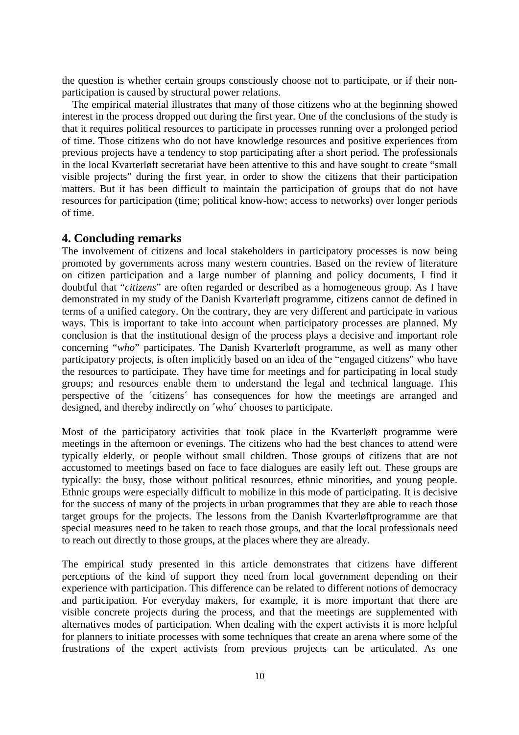the question is whether certain groups consciously choose not to participate, or if their non-participation is caused by structural power relations.

The empirical material illustrates that many of those citizens who at the beginning showed interest in the process dropped out during the first year. One of the conclusions of the study is that it requires political resources to participate in processes running over a prolonged period of time. Those citizens who do not have knowledge resources and positive experiences from previous projects have a tendency to stop participating after a short period. The professionals in the local Kvarterløft secretariat have been attentive to this and have sought to create "small visible projects" during the first year, in order to show the citizens that their participation matters. But it has been difficult to maintain the participation of groups that do not have resources for participation (time; political know-how; access to networks) over longer periods of time.

## 4. Concluding remarks

The involvement of citizens and local stakeholders in participatory processes is now being promoted by governments across many western countries. Based on the review of literature on citizen participation and a large number of planning and policy documents, I find it doubtful that "*citizens*" are often regarded or described as a homogeneous group. As I have demonstrated in my study of the Danish Kvarterløft programme, citizens cannot de defined in terms of a unified category. On the contrary, they are very different and participate in various ways. This is important to take into account when participatory processes are planned. My conclusion is that the institutional design of the process plays a decisive and important role concerning "*who*" participates. The Danish Kvarterløft programme, as well as many other participatory projects, is often implicitly based on an idea of the "engaged citizens" who have the resources to participate. They have time for meetings and for participating in local study groups; and resources enable them to understand the legal and technical language. This perspective of the ´citizens´ has consequences for how the meetings are arranged and designed, and thereby indirectly on ´who´ chooses to participate.

Most of the participatory activities that took place in the Kvarterløft programme were meetings in the afternoon or evenings. The citizens who had the best chances to attend were typically elderly, or people without small children. Those groups of citizens that are not accustomed to meetings based on face to face dialogues are easily left out. These groups are typically: the busy, those without political resources, ethnic minorities, and young people. Ethnic groups were especially difficult to mobilize in this mode of participating. It is decisive for the success of many of the projects in urban programmes that they are able to reach those target groups for the projects. The lessons from the Danish Kvarterløftprogramme are that special measures need to be taken to reach those groups, and that the local professionals need to reach out directly to those groups, at the places where they are already.

The empirical study presented in this article demonstrates that citizens have different perceptions of the kind of support they need from local government depending on their experience with participation. This difference can be related to different notions of democracy and participation. For everyday makers, for example, it is more important that there are visible concrete projects during the process, and that the meetings are supplemented with alternatives modes of participation. When dealing with the expert activists it is more helpful for planners to initiate processes with some techniques that create an arena where some of the frustrations of the expert activists from previous projects can be articulated. As one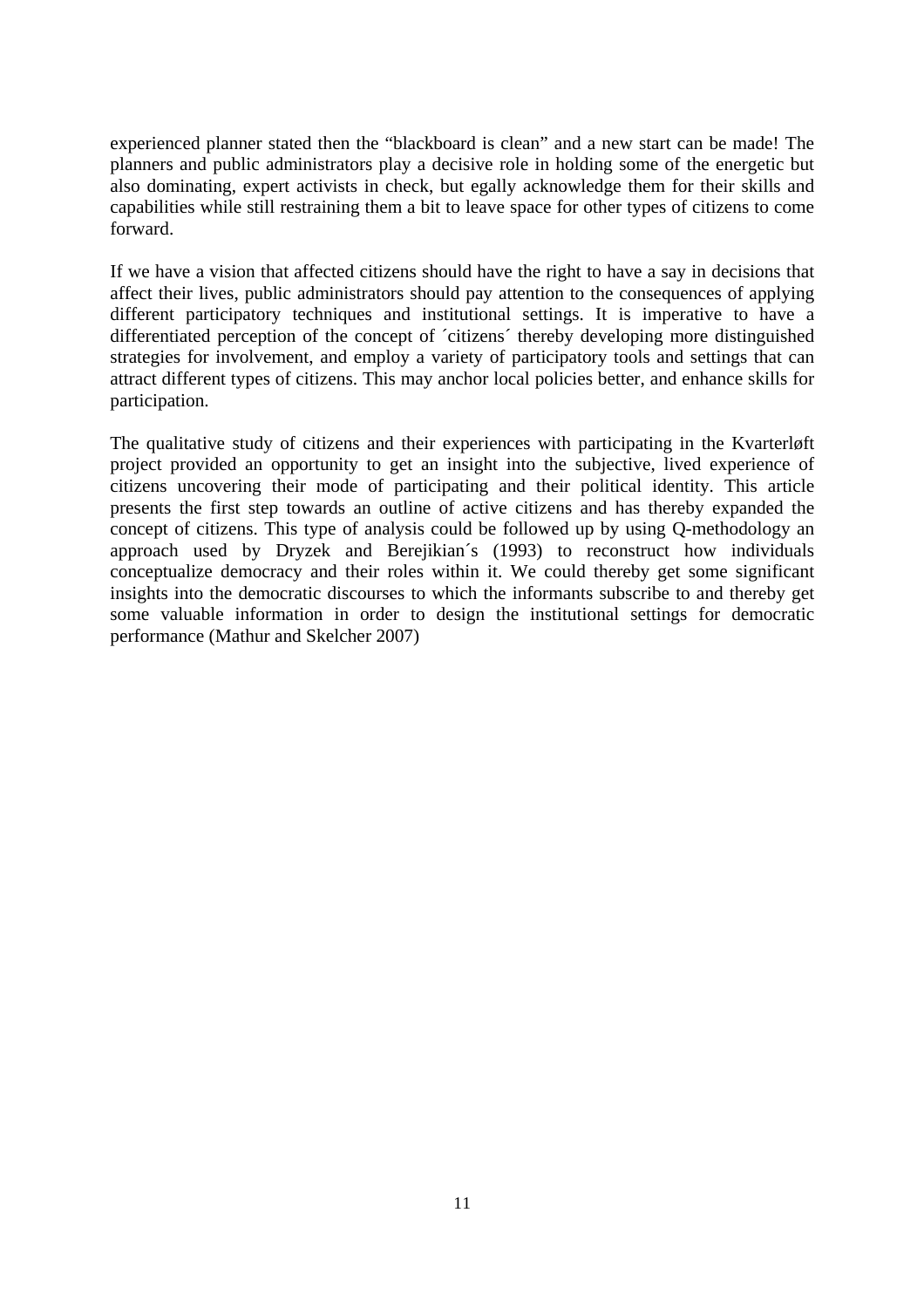experienced planner stated then the "blackboard is clean" and a new start can be made! The planners and public administrators play a decisive role in holding some of the energetic but also dominating, expert activists in check, but egally acknowledge them for their skills and capabilities while still restraining them a bit to leave space for other types of citizens to come forward.

If we have a vision that affected citizens should have the right to have a say in decisions that affect their lives, public administrators should pay attention to the consequences of applying different participatory techniques and institutional settings. It is imperative to have a differentiated perception of the concept of ´citizens´ thereby developing more distinguished strategies for involvement, and employ a variety of participatory tools and settings that can attract different types of citizens. This may anchor local policies better, and enhance skills for participation.

The qualitative study of citizens and their experiences with participating in the Kvarterløft project provided an opportunity to get an insight into the subjective, lived experience of citizens uncovering their mode of participating and their political identity. This article presents the first step towards an outline of active citizens and has thereby expanded the concept of citizens. This type of analysis could be followed up by using Q-methodology an approach used by Dryzek and Berejikian´s (1993) to reconstruct how individuals conceptualize democracy and their roles within it. We could thereby get some significant insights into the democratic discourses to which the informants subscribe to and thereby get some valuable information in order to design the institutional settings for democratic performance (Mathur and Skelcher 2007)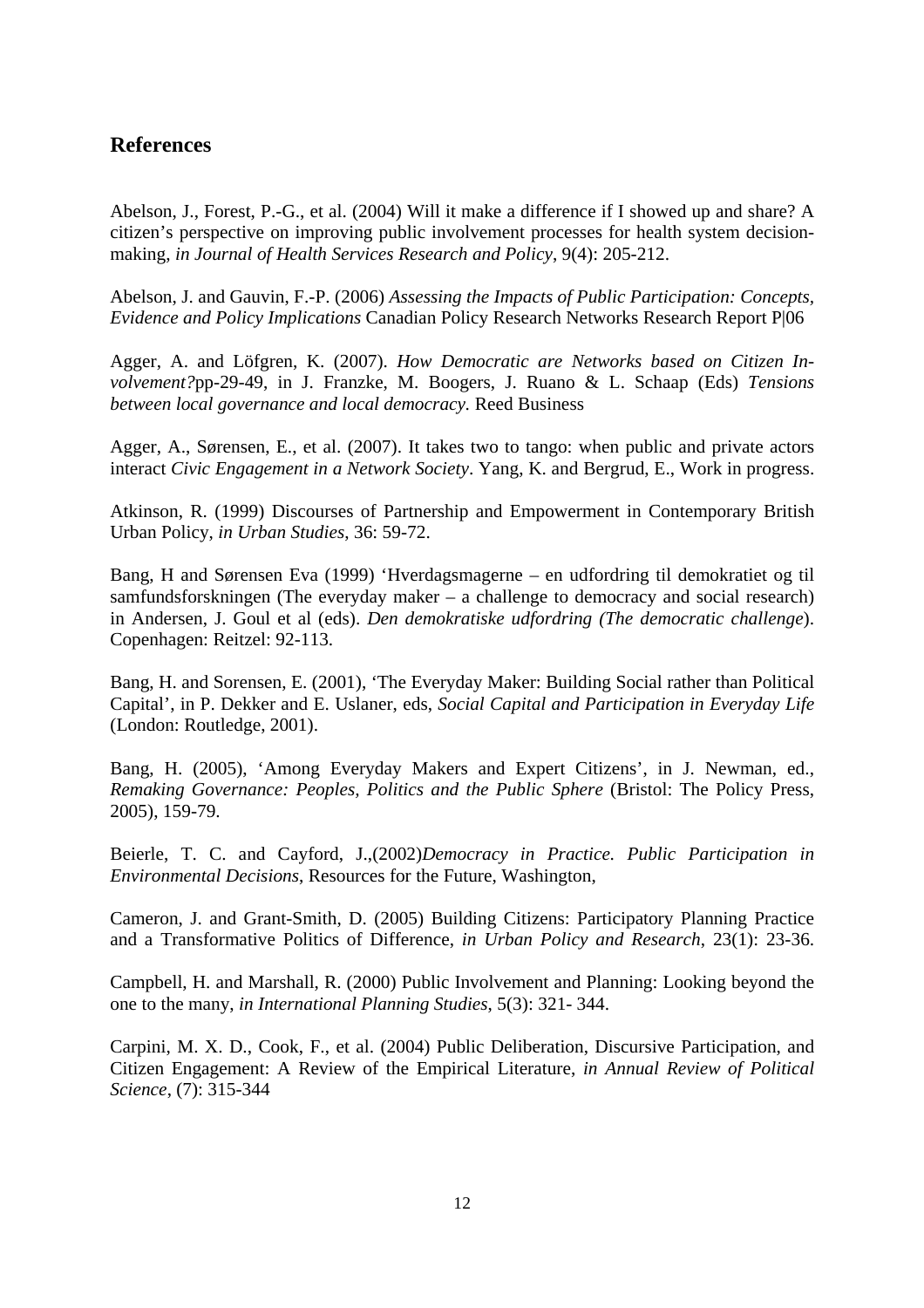## References

Abelson, J., Forest, P.-G., et al. (2004) Will it make a difference if I showed up and share? A citizen's perspective on improving public involvement processes for health system decision-making, *in Journal of Health Services Research and Policy*, 9(4): 205-212.

Abelson, J. and Gauvin, F.-P. (2006) *Assessing the Impacts of Public Participation: Concepts, Evidence and Policy Implications* Canadian Policy Research Networks Research Report P|06

Agger, A. and Löfgren, K. (2007). *How Democratic are Networks based on Citizen In-volvement?*pp-29-49, in J. Franzke, M. Boogers, J. Ruano & L. Schaap (Eds) *Tensions between local governance and local democracy.* Reed Business

Agger, A., Sørensen, E., et al. (2007). It takes two to tango: when public and private actors interact *Civic Engagement in a Network Society*. Yang, K. and Bergrud, E., Work in progress.

Atkinson, R. (1999) Discourses of Partnership and Empowerment in Contemporary British Urban Policy, *in Urban Studies*, 36: 59-72.

Bang, H and Sørensen Eva (1999) 'Hverdagsmagerne – en udfordring til demokratiet og til samfundsforskningen (The everyday maker – a challenge to democracy and social research) in Andersen, J. Goul et al (eds). *Den demokratiske udfordring (The democratic challenge*). Copenhagen: Reitzel: 92-113.

Bang, H. and Sorensen, E. (2001), 'The Everyday Maker: Building Social rather than Political Capital', in P. Dekker and E. Uslaner, eds, *Social Capital and Participation in Everyday Life* (London: Routledge, 2001).

Bang, H. (2005), 'Among Everyday Makers and Expert Citizens', in J. Newman, ed., *Remaking Governance: Peoples, Politics and the Public Sphere* (Bristol: The Policy Press, 2005), 159-79.

Beierle, T. C. and Cayford, J.,(2002)*Democracy in Practice. Public Participation in Environmental Decisions*, Resources for the Future, Washington,

Cameron, J. and Grant-Smith, D. (2005) Building Citizens: Participatory Planning Practice and a Transformative Politics of Difference, *in Urban Policy and Research*, 23(1): 23-36.

Campbell, H. and Marshall, R. (2000) Public Involvement and Planning: Looking beyond the one to the many, *in International Planning Studies*, 5(3): 321- 344.

Carpini, M. X. D., Cook, F., et al. (2004) Public Deliberation, Discursive Participation, and Citizen Engagement: A Review of the Empirical Literature, *in Annual Review of Political Science*, (7): 315-344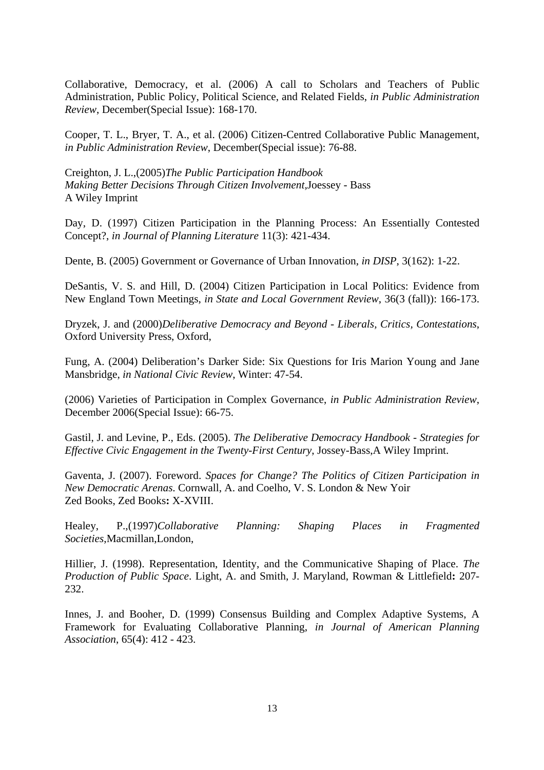Collaborative, Democracy, et al. (2006) A call to Scholars and Teachers of Public Administration, Public Policy, Political Science, and Related Fields, *in Public Administration Review*, December(Special Issue): 168-170.

Cooper, T. L., Bryer, T. A., et al. (2006) Citizen-Centred Collaborative Public Management, *in Public Administration Review*, December(Special issue): 76-88.

Creighton, J. L.,(2005)*The Public Participation Handbook Making Better Decisions Through Citizen Involvement*,Joessey - Bass A Wiley Imprint

Day, D. (1997) Citizen Participation in the Planning Process: An Essentially Contested Concept?, *in Journal of Planning Literature* 11(3): 421-434.

Dente, B. (2005) Government or Governance of Urban Innovation, *in DISP*, 3(162): 1-22.

DeSantis, V. S. and Hill, D. (2004) Citizen Participation in Local Politics: Evidence from New England Town Meetings, *in State and Local Government Review*, 36(3 (fall)): 166-173.

Dryzek, J. and (2000)*Deliberative Democracy and Beyond - Liberals, Critics, Contestations*, Oxford University Press, Oxford,

Fung, A. (2004) Deliberation's Darker Side: Six Questions for Iris Marion Young and Jane Mansbridge, *in National Civic Review*, Winter: 47-54.

(2006) Varieties of Participation in Complex Governance, *in Public Administration Review*, December 2006(Special Issue): 66-75.

Gastil, J. and Levine, P., Eds. (2005). *The Deliberative Democracy Handbook - Strategies for Effective Civic Engagement in the Twenty-First Century*, Jossey-Bass,A Wiley Imprint.

Gaventa, J. (2007). Foreword. *Spaces for Change? The Politics of Citizen Participation in New Democratic Arenas*. Cornwall, A. and Coelho, V. S. London & New Yoir Zed Books, Zed Books**:** X-XVIII.

Healey, P.,(1997)*Collaborative Planning: Shaping Places in Fragmented Societies*,Macmillan,London,

Hillier, J. (1998). Representation, Identity, and the Communicative Shaping of Place. *The Production of Public Space*. Light, A. and Smith, J. Maryland, Rowman & Littlefield**:** 207-232.

Innes, J. and Booher, D. (1999) Consensus Building and Complex Adaptive Systems, A Framework for Evaluating Collaborative Planning, *in Journal of American Planning Association*, 65(4): 412 - 423.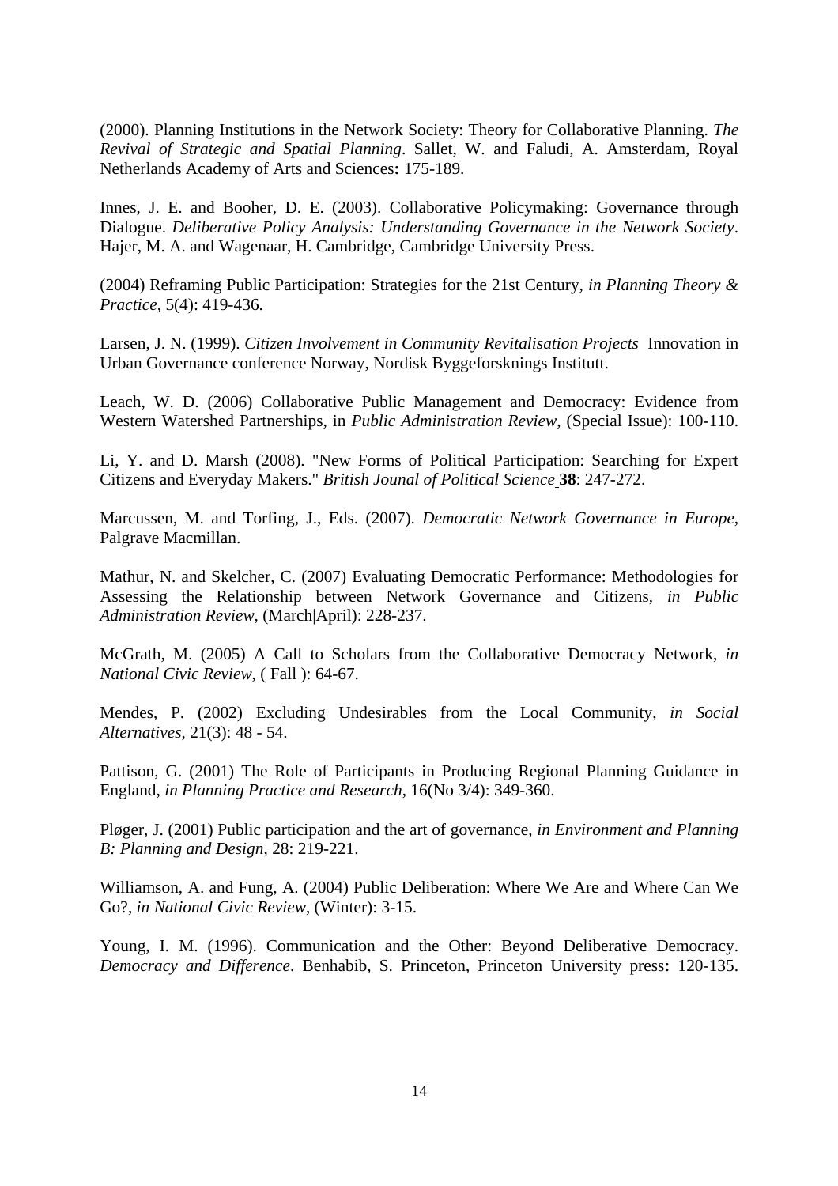(2000). Planning Institutions in the Network Society: Theory for Collaborative Planning. *The Revival of Strategic and Spatial Planning*. Sallet, W. and Faludi, A. Amsterdam, Royal Netherlands Academy of Arts and Sciences**:** 175-189.

Innes, J. E. and Booher, D. E. (2003). Collaborative Policymaking: Governance through Dialogue. *Deliberative Policy Analysis: Understanding Governance in the Network Society*. Hajer, M. A. and Wagenaar, H. Cambridge, Cambridge University Press.

(2004) Reframing Public Participation: Strategies for the 21st Century, *in Planning Theory & Practice*, 5(4): 419-436.

Larsen, J. N. (1999). *Citizen Involvement in Community Revitalisation Projects* Innovation in Urban Governance conference Norway, Nordisk Byggeforsknings Institutt.

Leach, W. D. (2006) Collaborative Public Management and Democracy: Evidence from Western Watershed Partnerships, in *Public Administration Review*, (Special Issue): 100-110.

Li, Y. and D. Marsh (2008). "New Forms of Political Participation: Searching for Expert Citizens and Everyday Makers." *British Jounal of Political Science* **38**: 247-272.

Marcussen, M. and Torfing, J., Eds. (2007). *Democratic Network Governance in Europe*, Palgrave Macmillan.

Mathur, N. and Skelcher, C. (2007) Evaluating Democratic Performance: Methodologies for Assessing the Relationship between Network Governance and Citizens, *in Public Administration Review*, (March|April): 228-237.

McGrath, M. (2005) A Call to Scholars from the Collaborative Democracy Network, *in National Civic Review*, ( Fall ): 64-67.

Mendes, P. (2002) Excluding Undesirables from the Local Community, *in Social Alternatives*, 21(3): 48 - 54.

Pattison, G. (2001) The Role of Participants in Producing Regional Planning Guidance in England, *in Planning Practice and Research*, 16(No 3/4): 349-360.

Pløger, J. (2001) Public participation and the art of governance, *in Environment and Planning B: Planning and Design*, 28: 219-221.

Williamson, A. and Fung, A. (2004) Public Deliberation: Where We Are and Where Can We Go?, *in National Civic Review*, (Winter): 3-15.

Young, I. M. (1996). Communication and the Other: Beyond Deliberative Democracy. *Democracy and Difference*. Benhabib, S. Princeton, Princeton University press**:** 120-135.